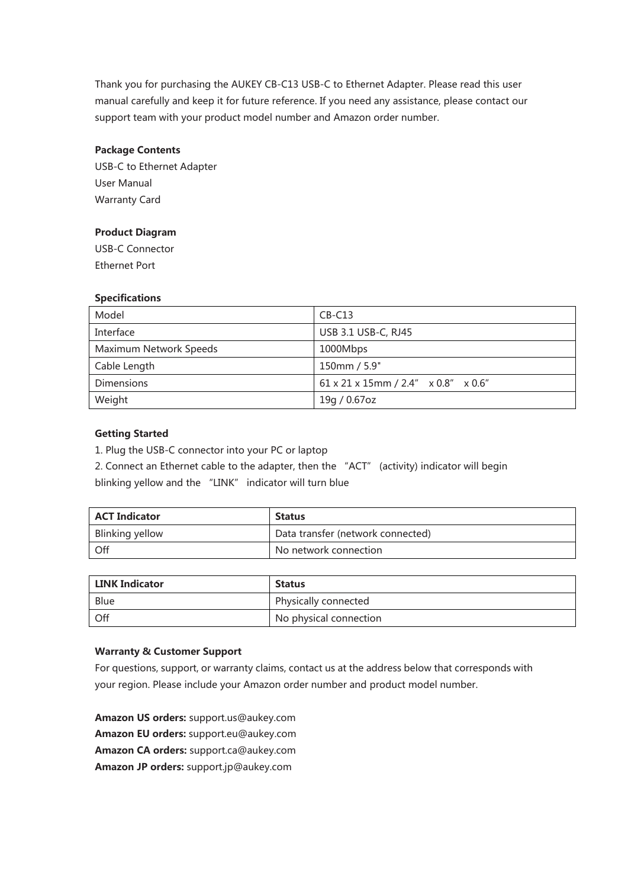Thank you for purchasing the AUKEY CB-C13 USB-C to Ethernet Adapter. Please read this user manual carefully and keep it for future reference. If you need any assistance, please contact our support team with your product model number and Amazon order number.

**Package Contents**

USB-C to Ethernet Adapter
User Manual
Warranty Card

**Product Diagram**

USB-C Connector
Ethernet Port

**Specifications**

| Model | CB-C13 |
|---|---|
| Interface | USB 3.1 USB-C, RJ45 |
| Maximum Network Speeds | 1000Mbps |
| Cable Length | 150mm / 5.9" |
| Dimensions | 61 x 21 x 15mm / 2.4” x 0.8” x 0.6” |
| Weight | 19g / 0.67oz |

**Getting Started**

1. Plug the USB-C connector into your PC or laptop
2. Connect an Ethernet cable to the adapter, then the “ACT” (activity) indicator will begin blinking yellow and the “LINK” indicator will turn blue

| **ACT Indicator** | **Status** |
|---|---|
| Blinking yellow | Data transfer (network connected) |
| Off | No network connection |

| **LINK Indicator** | **Status** |
|---|---|
| Blue | Physically connected |
| Off | No physical connection |

**Warranty & Customer Support**

For questions, support, or warranty claims, contact us at the address below that corresponds with your region. Please include your Amazon order number and product model number.

**Amazon US orders:** support.us@aukey.com
**Amazon EU orders:** support.eu@aukey.com
**Amazon CA orders:** support.ca@aukey.com
**Amazon JP orders:** support.jp@aukey.com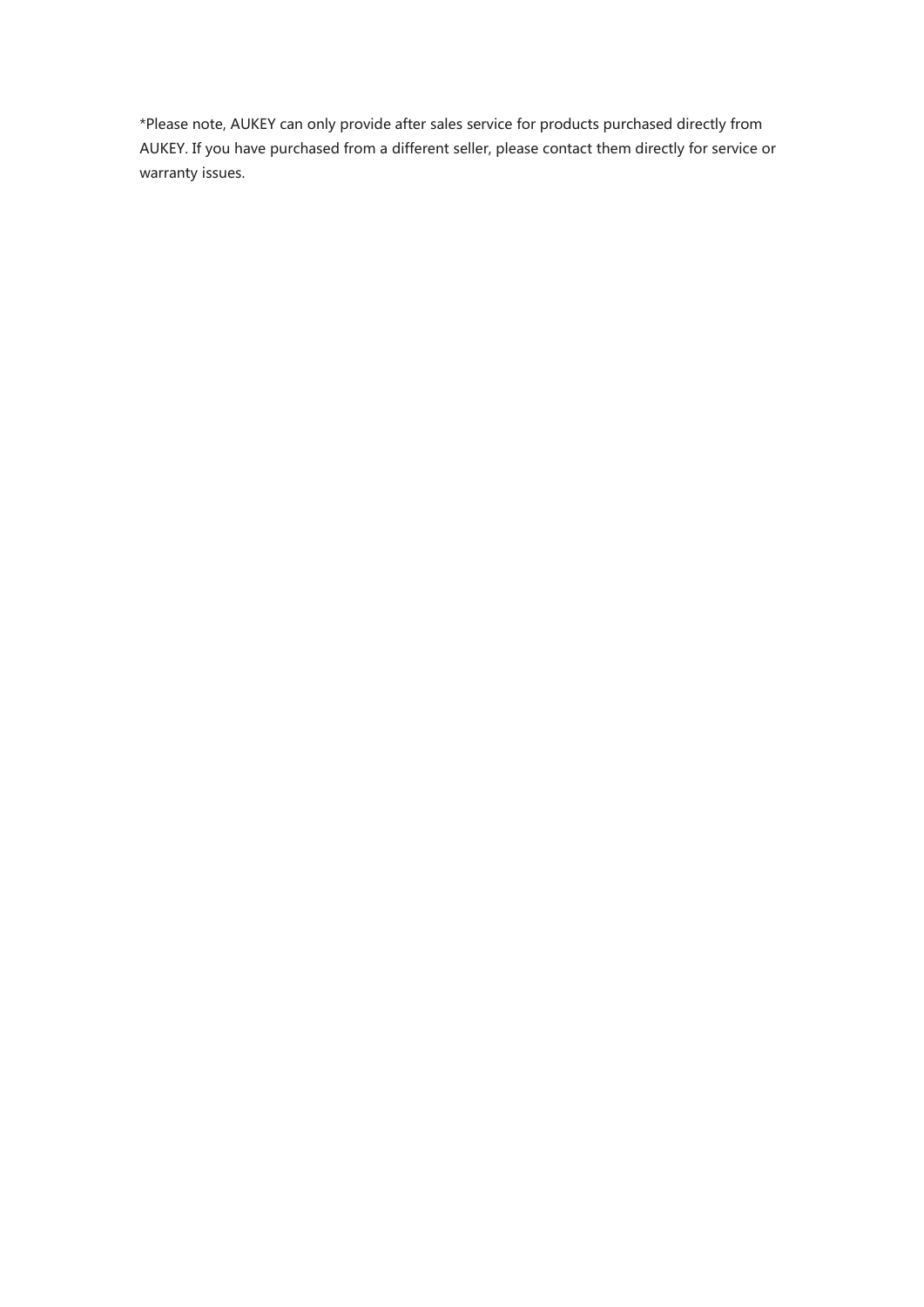*Please note, AUKEY can only provide after sales service for products purchased directly from AUKEY. If you have purchased from a different seller, please contact them directly for service or warranty issues.